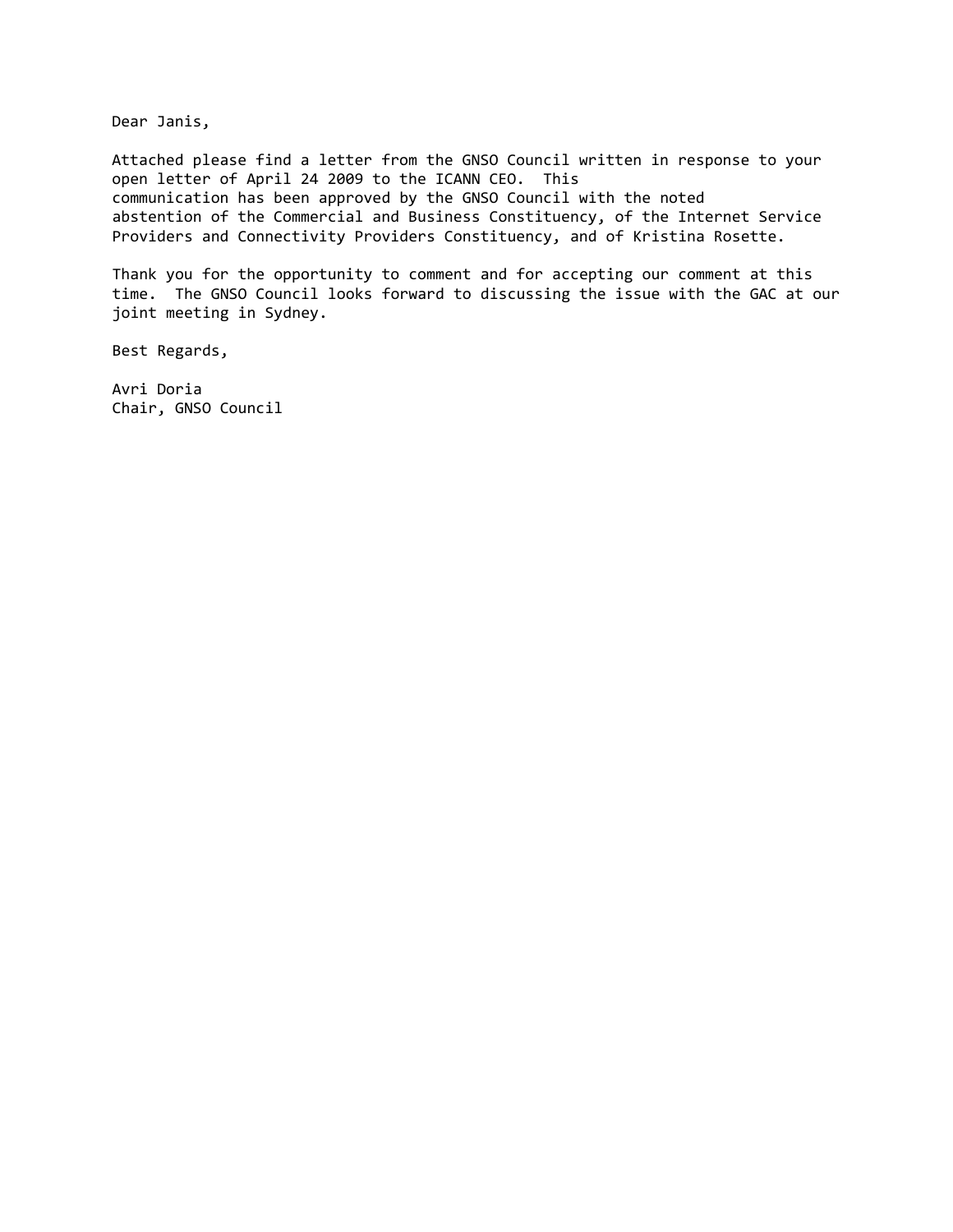Dear Janis,

Attached please find a letter from the GNSO Council written in response to your open letter of April 24 2009 to the ICANN CEO. This communication has been approved by the GNSO Council with the noted abstention of the Commercial and Business Constituency, of the Internet Service Providers and Connectivity Providers Constituency, and of Kristina Rosette.

Thank you for the opportunity to comment and for accepting our comment at this time. The GNSO Council looks forward to discussing the issue with the GAC at our joint meeting in Sydney.

Best Regards,

Avri Doria  
Chair, GNSO Council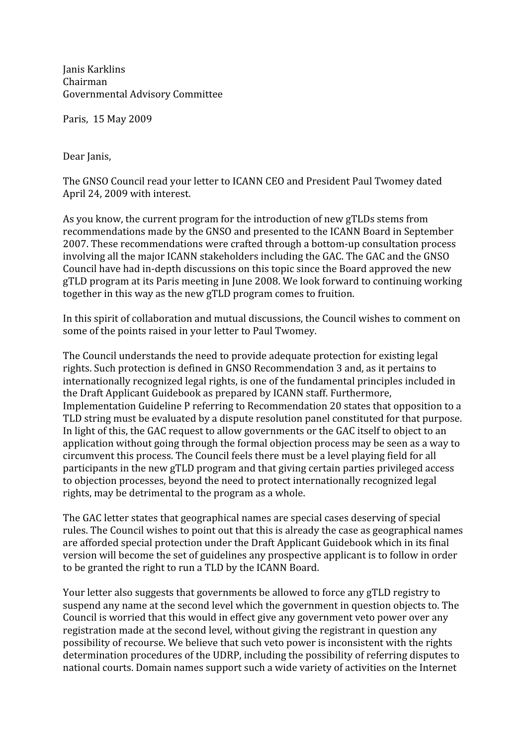Janis Karklins
Chairman
Governmental Advisory Committee

Paris, 15 May 2009

Dear Janis,

The GNSO Council read your letter to ICANN CEO and President Paul Twomey dated April 24, 2009 with interest.

As you know, the current program for the introduction of new gTLDs stems from recommendations made by the GNSO and presented to the ICANN Board in September 2007. These recommendations were crafted through a bottom-up consultation process involving all the major ICANN stakeholders including the GAC. The GAC and the GNSO Council have had in-depth discussions on this topic since the Board approved the new gTLD program at its Paris meeting in June 2008. We look forward to continuing working together in this way as the new gTLD program comes to fruition.

In this spirit of collaboration and mutual discussions, the Council wishes to comment on some of the points raised in your letter to Paul Twomey.

The Council understands the need to provide adequate protection for existing legal rights. Such protection is defined in GNSO Recommendation 3 and, as it pertains to internationally recognized legal rights, is one of the fundamental principles included in the Draft Applicant Guidebook as prepared by ICANN staff. Furthermore, Implementation Guideline P referring to Recommendation 20 states that opposition to a TLD string must be evaluated by a dispute resolution panel constituted for that purpose. In light of this, the GAC request to allow governments or the GAC itself to object to an application without going through the formal objection process may be seen as a way to circumvent this process. The Council feels there must be a level playing field for all participants in the new gTLD program and that giving certain parties privileged access to objection processes, beyond the need to protect internationally recognized legal rights, may be detrimental to the program as a whole.

The GAC letter states that geographical names are special cases deserving of special rules. The Council wishes to point out that this is already the case as geographical names are afforded special protection under the Draft Applicant Guidebook which in its final version will become the set of guidelines any prospective applicant is to follow in order to be granted the right to run a TLD by the ICANN Board.

Your letter also suggests that governments be allowed to force any gTLD registry to suspend any name at the second level which the government in question objects to. The Council is worried that this would in effect give any government veto power over any registration made at the second level, without giving the registrant in question any possibility of recourse. We believe that such veto power is inconsistent with the rights determination procedures of the UDRP, including the possibility of referring disputes to national courts. Domain names support such a wide variety of activities on the Internet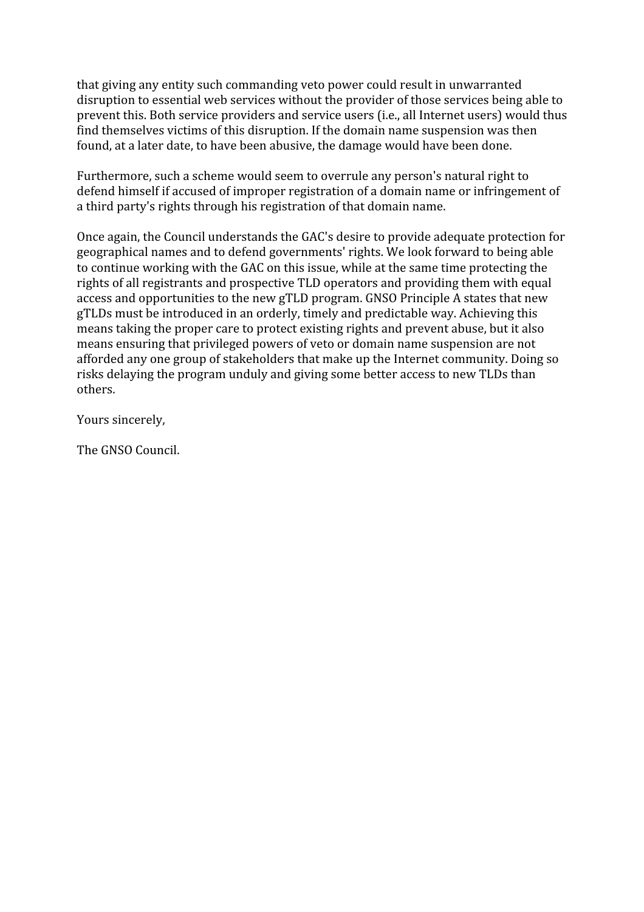that giving any entity such commanding veto power could result in unwarranted disruption to essential web services without the provider of those services being able to prevent this. Both service providers and service users (i.e., all Internet users) would thus find themselves victims of this disruption. If the domain name suspension was then found, at a later date, to have been abusive, the damage would have been done.

Furthermore, such a scheme would seem to overrule any person's natural right to defend himself if accused of improper registration of a domain name or infringement of a third party's rights through his registration of that domain name.

Once again, the Council understands the GAC's desire to provide adequate protection for geographical names and to defend governments' rights. We look forward to being able to continue working with the GAC on this issue, while at the same time protecting the rights of all registrants and prospective TLD operators and providing them with equal access and opportunities to the new gTLD program. GNSO Principle A states that new gTLDs must be introduced in an orderly, timely and predictable way. Achieving this means taking the proper care to protect existing rights and prevent abuse, but it also means ensuring that privileged powers of veto or domain name suspension are not afforded any one group of stakeholders that make up the Internet community. Doing so risks delaying the program unduly and giving some better access to new TLDs than others.

Yours sincerely,

The GNSO Council.